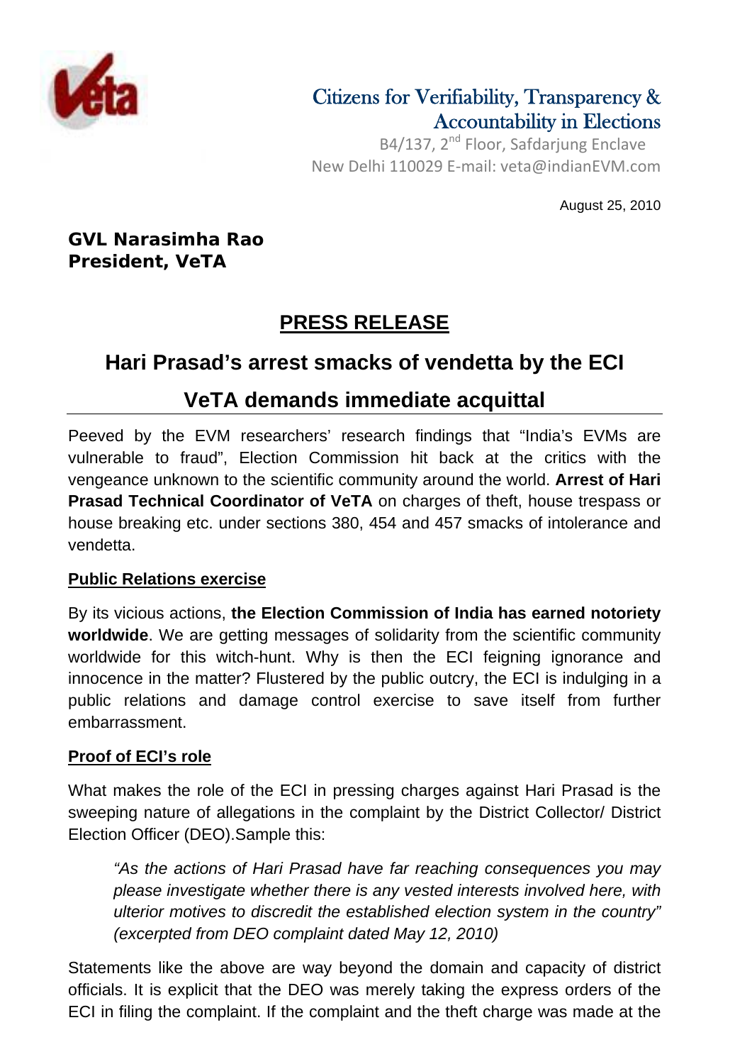Citizens for Verifiability, Transparency & Accountability in Elections

B4/137, 2nd Floor, Safdarjung Enclave
New Delhi 110029 E-mail: veta@indianEVM.com

August 25, 2010

**GVL Narasimha Rao**
**President, VeTA**

# PRESS RELEASE

## Hari Prasad's arrest smacks of vendetta by the ECI

## VeTA demands immediate acquittal

Peeved by the EVM researchers' research findings that "India's EVMs are vulnerable to fraud", Election Commission hit back at the critics with the vengeance unknown to the scientific community around the world. **Arrest of Hari Prasad Technical Coordinator of VeTA** on charges of theft, house trespass or house breaking etc. under sections 380, 454 and 457 smacks of intolerance and vendetta.

### Public Relations exercise

By its vicious actions, **the Election Commission of India has earned notoriety worldwide**. We are getting messages of solidarity from the scientific community worldwide for this witch-hunt. Why is then the ECI feigning ignorance and innocence in the matter? Flustered by the public outcry, the ECI is indulging in a public relations and damage control exercise to save itself from further embarrassment.

### Proof of ECI's role

What makes the role of the ECI in pressing charges against Hari Prasad is the sweeping nature of allegations in the complaint by the District Collector/ District Election Officer (DEO).Sample this:

> *"As the actions of Hari Prasad have far reaching consequences you may please investigate whether there is any vested interests involved here, with ulterior motives to discredit the established election system in the country" (excerpted from DEO complaint dated May 12, 2010)*

Statements like the above are way beyond the domain and capacity of district officials. It is explicit that the DEO was merely taking the express orders of the ECI in filing the complaint. If the complaint and the theft charge was made at the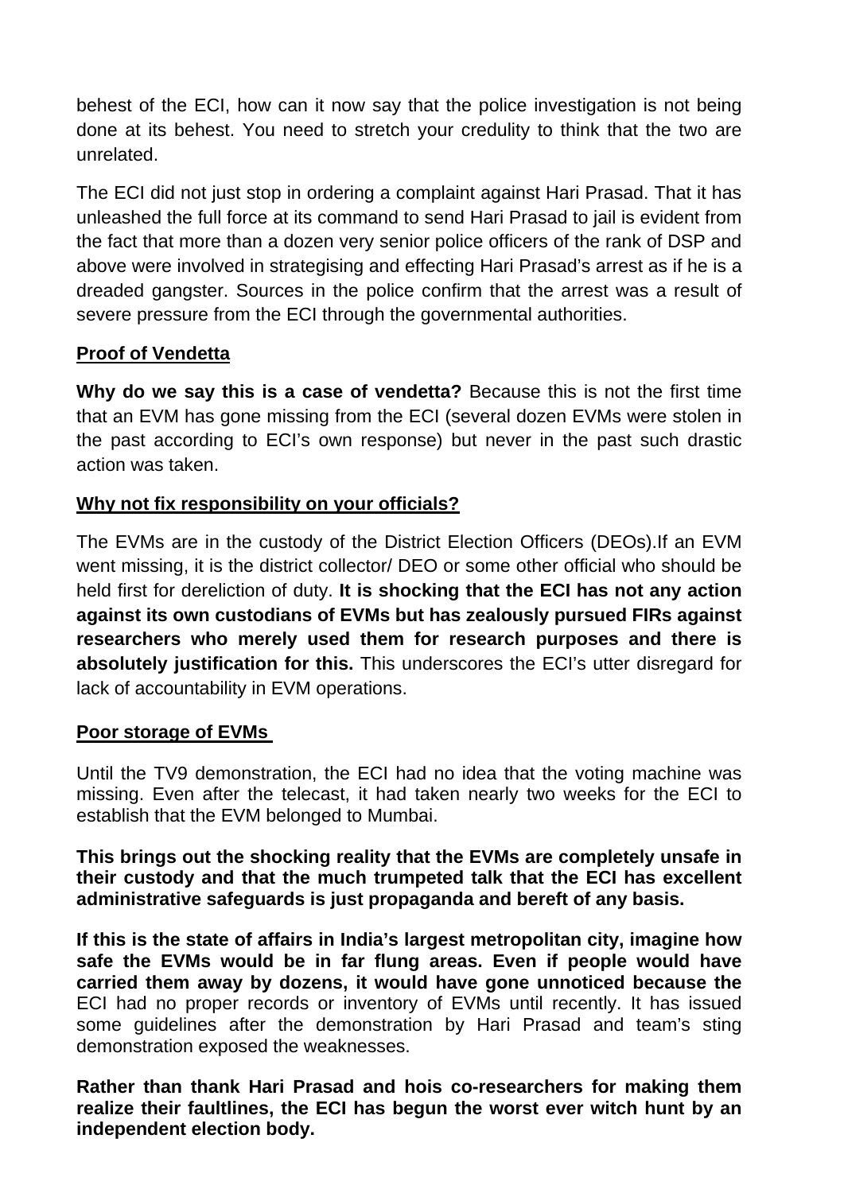behest of the ECI, how can it now say that the police investigation is not being done at its behest. You need to stretch your credulity to think that the two are unrelated.

The ECI did not just stop in ordering a complaint against Hari Prasad. That it has unleashed the full force at its command to send Hari Prasad to jail is evident from the fact that more than a dozen very senior police officers of the rank of DSP and above were involved in strategising and effecting Hari Prasad's arrest as if he is a dreaded gangster. Sources in the police confirm that the arrest was a result of severe pressure from the ECI through the governmental authorities.

**Proof of Vendetta**

**Why do we say this is a case of vendetta?** Because this is not the first time that an EVM has gone missing from the ECI (several dozen EVMs were stolen in the past according to ECI's own response) but never in the past such drastic action was taken.

**Why not fix responsibility on your officials?**

The EVMs are in the custody of the District Election Officers (DEOs).If an EVM went missing, it is the district collector/ DEO or some other official who should be held first for dereliction of duty. **It is shocking that the ECI has not any action against its own custodians of EVMs but has zealously pursued FIRs against researchers who merely used them for research purposes and there is absolutely justification for this.** This underscores the ECI's utter disregard for lack of accountability in EVM operations.

**Poor storage of EVMs**

Until the TV9 demonstration, the ECI had no idea that the voting machine was missing. Even after the telecast, it had taken nearly two weeks for the ECI to establish that the EVM belonged to Mumbai.

**This brings out the shocking reality that the EVMs are completely unsafe in their custody and that the much trumpeted talk that the ECI has excellent administrative safeguards is just propaganda and bereft of any basis.**

**If this is the state of affairs in India's largest metropolitan city, imagine how safe the EVMs would be in far flung areas. Even if people would have carried them away by dozens, it would have gone unnoticed because the** ECI had no proper records or inventory of EVMs until recently. It has issued some guidelines after the demonstration by Hari Prasad and team's sting demonstration exposed the weaknesses.

**Rather than thank Hari Prasad and hois co-researchers for making them realize their faultlines, the ECI has begun the worst ever witch hunt by an independent election body.**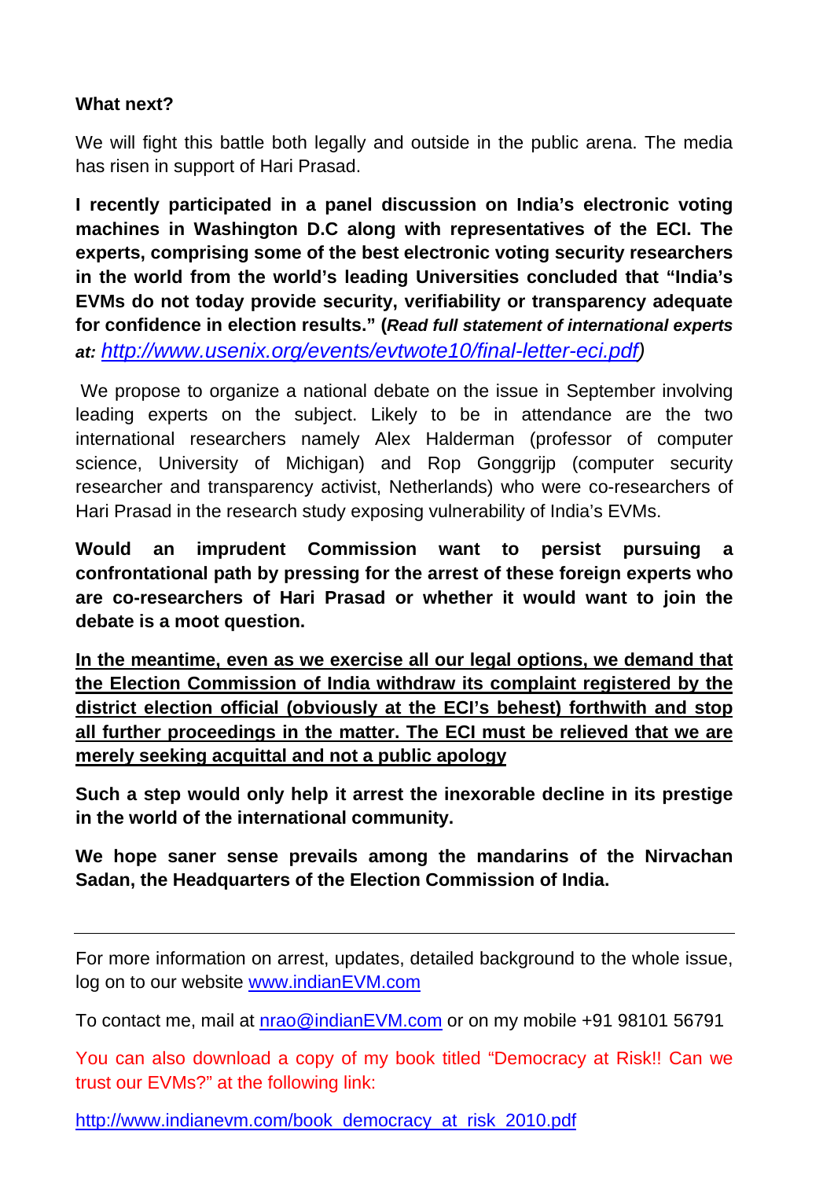**What next?**

We will fight this battle both legally and outside in the public arena. The media has risen in support of Hari Prasad.

**I recently participated in a panel discussion on India's electronic voting machines in Washington D.C along with representatives of the ECI. The experts, comprising some of the best electronic voting security researchers in the world from the world's leading Universities concluded that "India's EVMs do not today provide security, verifiability or transparency adequate for confidence in election results." (*Read full statement of international experts at:* *http://www.usenix.org/events/evtwote10/final-letter-eci.pdf*)**

We propose to organize a national debate on the issue in September involving leading experts on the subject. Likely to be in attendance are the two international researchers namely Alex Halderman (professor of computer science, University of Michigan) and Rop Gonggrijp (computer security researcher and transparency activist, Netherlands) who were co-researchers of Hari Prasad in the research study exposing vulnerability of India's EVMs.

**Would an imprudent Commission want to persist pursuing a confrontational path by pressing for the arrest of these foreign experts who are co-researchers of Hari Prasad or whether it would want to join the debate is a moot question.**

**In the meantime, even as we exercise all our legal options, we demand that the Election Commission of India withdraw its complaint registered by the district election official (obviously at the ECI's behest) forthwith and stop all further proceedings in the matter. The ECI must be relieved that we are merely seeking acquittal and not a public apology**

**Such a step would only help it arrest the inexorable decline in its prestige in the world of the international community.**

**We hope saner sense prevails among the mandarins of the Nirvachan Sadan, the Headquarters of the Election Commission of India.**

---

For more information on arrest, updates, detailed background to the whole issue, log on to our website www.indianEVM.com

To contact me, mail at nrao@indianEVM.com or on my mobile +91 98101 56791

You can also download a copy of my book titled "Democracy at Risk!! Can we trust our EVMs?" at the following link:

http://www.indianevm.com/book_democracy_at_risk_2010.pdf